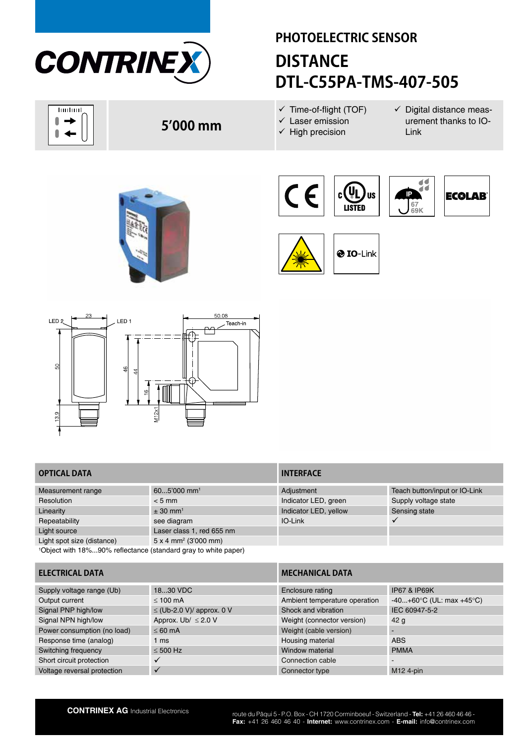# PHOTOELECTRIC SENSOR

# DISTANCE DTL-C55PA-TMS-407-505

**5’000 mm**

- ✓ Time-of-flight (TOF)
- ✓ Laser emission
- ✓ High precision
- ✓ Digital distance measurement thanks to IO-Link

| OPTICAL DATA | |
|---|---|
| Measurement range | 60...5’000 mm[1] |
| Resolution | < 5 mm |
| Linearity | ± 30 mm[1] |
| Repeatability | see diagram |
| Light source | Laser class 1, red 655 nm |
| Light spot size (distance) | 5 x 4 mm² (3’000 mm) |

[1]Object with 18%...90% reflectance (standard gray to white paper)

| INTERFACE | |
|---|---|
| Adjustment | Teach button/input or IO-Link |
| Indicator LED, green | Supply voltage state |
| Indicator LED, yellow | Sensing state |
| IO-Link | ✓ |

| ELECTRICAL DATA | |
|---|---|
| Supply voltage range (Ub) | 18...30 VDC |
| Output current | ≤ 100 mA |
| Signal PNP high/low | ≤ (Ub-2.0 V)/ approx. 0 V |
| Signal NPN high/low | Approx. Ub/ ≤ 2.0 V |
| Power consumption (no load) | ≤ 60 mA |
| Response time (analog) | 1 ms |
| Switching frequency | ≤ 500 Hz |
| Short circuit protection | ✓ |
| Voltage reversal protection | ✓ |

| MECHANICAL DATA | |
|---|---|
| Enclosure rating | IP67 & IP69K |
| Ambient temperature operation | -40...+60°C (UL: max +45°C) |
| Shock and vibration | IEC 60947-5-2 |
| Weight (connector version) | 42 g |
| Weight (cable version) | - |
| Housing material | ABS |
| Window material | PMMA |
| Connection cable | - |
| Connector type | M12 4-pin |

**CONTRINEX AG** Industrial Electronics

route du Pâqui 5 - P.O. Box - CH 1720 Corminboeuf - Switzerland - **Tel:** +41 26 460 46 46 - **Fax:** +41 26 460 46 40 - **Internet:** www.contrinex.com - **E-mail:** info@contrinex.com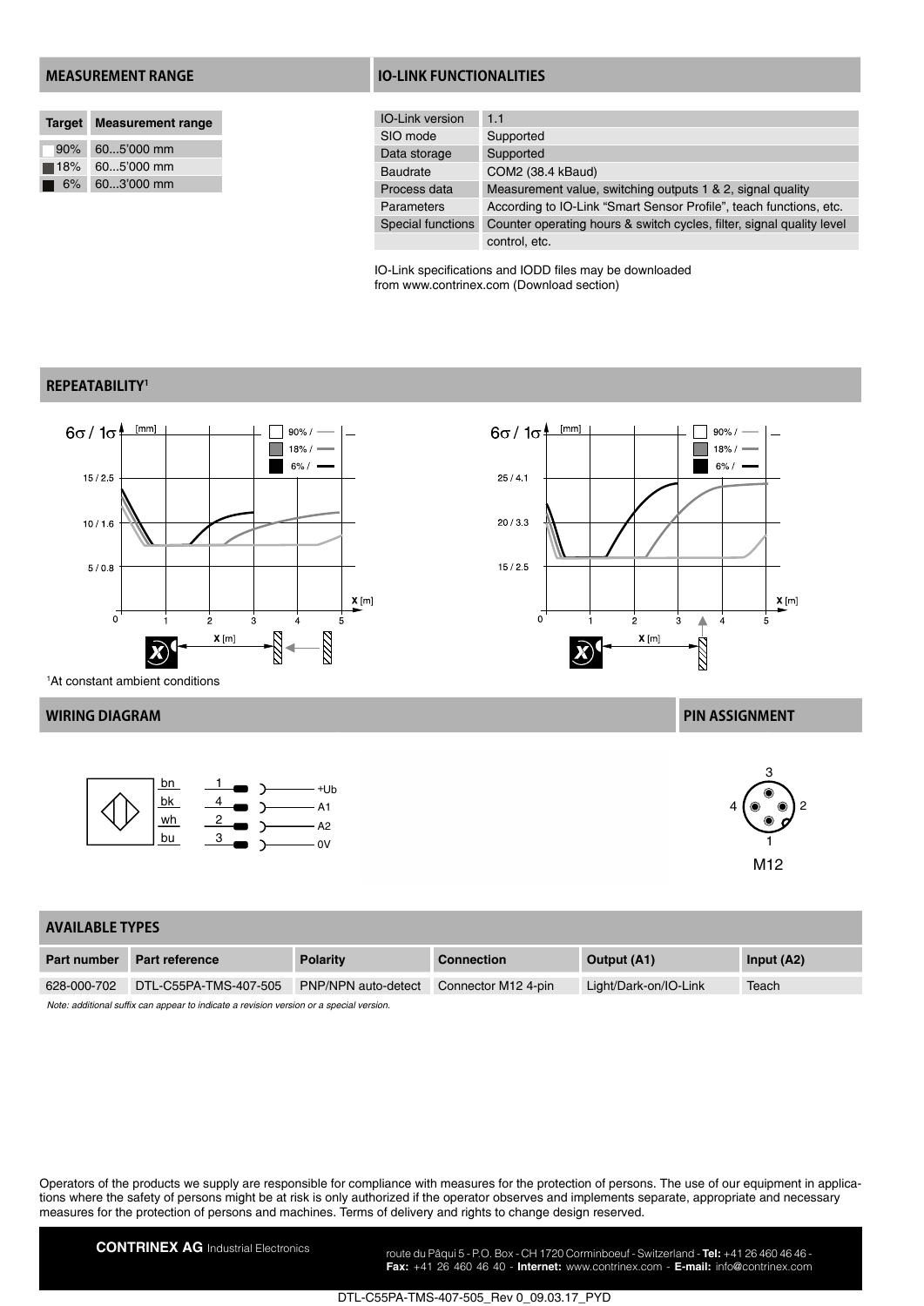## MEASUREMENT RANGE

| Target | Measurement range |
|---|---|
| 90% | 60...5'000 mm |
| 18% | 60...5'000 mm |
| 6% | 60...3'000 mm |

## IO-LINK FUNCTIONALITIES

| IO-Link version | 1.1 |
|---|---|
| SIO mode | Supported |
| Data storage | Supported |
| Baudrate | COM2 (38.4 kBaud) |
| Process data | Measurement value, switching outputs 1 & 2, signal quality |
| Parameters | According to IO-Link "Smart Sensor Profile", teach functions, etc. |
| Special functions | Counter operating hours & switch cycles, filter, signal quality level control, etc. |

IO-Link specifications and IODD files may be downloaded from www.contrinex.com (Download section)

## REPEATABILITY[1]

[1]At constant ambient conditions

## WIRING DIAGRAM

| Wire | Pin | Signal |
|---|---|---|
| bn | 1 | +Ub |
| bk | 4 | A1 |
| wh | 2 | A2 |
| bu | 3 | 0V |

## PIN ASSIGNMENT

M12

## AVAILABLE TYPES

| Part number | Part reference | Polarity | Connection | Output (A1) | Input (A2) |
|---|---|---|---|---|---|
| 628-000-702 | DTL-C55PA-TMS-407-505 | PNP/NPN auto-detect | Connector M12 4-pin | Light/Dark-on/IO-Link | Teach |

*Note: additional suffix can appear to indicate a revision version or a special version.*

Operators of the products we supply are responsible for compliance with measures for the protection of persons. The use of our equipment in applications where the safety of persons might be at risk is only authorized if the operator observes and implements separate, appropriate and necessary measures for the protection of persons and machines. Terms of delivery and rights to change design reserved.

**CONTRINEX AG** Industrial Electronics

route du Pâqui 5 - P.O. Box - CH 1720 Corminboeuf - Switzerland - **Tel:** +41 26 460 46 46 - **Fax:** +41 26 460 46 40 - **Internet:** www.contrinex.com - **E-mail:** info@contrinex.com

DTL-C55PA-TMS-407-505_Rev 0_09.03.17_PYD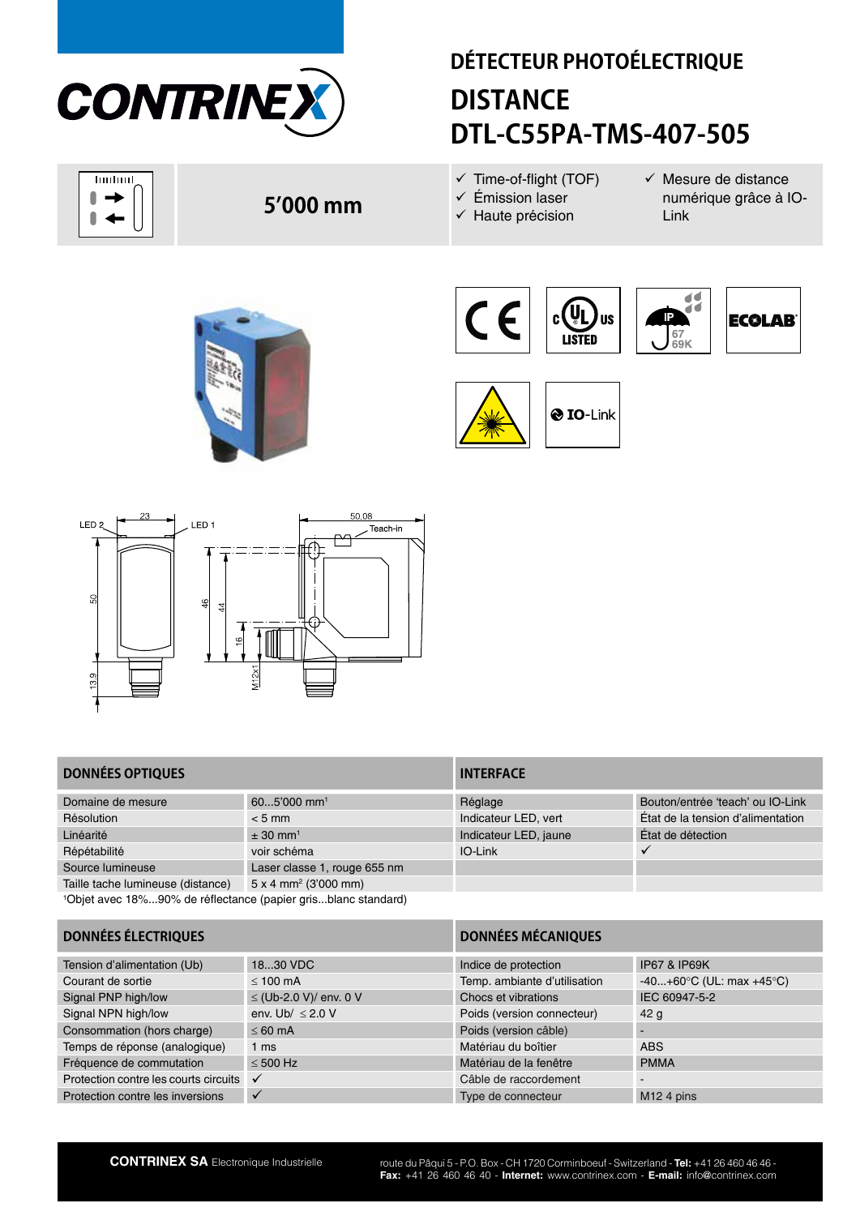# DÉTECTEUR PHOTOÉLECTRIQUE

# DISTANCE
# DTL-C55PA-TMS-407-505

**5'000 mm**

- ✓ Time-of-flight (TOF)
- ✓ Émission laser
- ✓ Haute précision
- ✓ Mesure de distance numérique grâce à IO-Link

## DONNÉES OPTIQUES

| | |
|---|---|
| Domaine de mesure | 60...5'000 mm[1] |
| Résolution | < 5 mm |
| Linéarité | ± 30 mm[1] |
| Répétabilité | voir schéma |
| Source lumineuse | Laser classe 1, rouge 655 nm |
| Taille tache lumineuse (distance) | 5 x 4 mm² (3'000 mm) |

[1]Objet avec 18%...90% de réflectance (papier gris...blanc standard)

## INTERFACE

| | |
|---|---|
| Réglage | Bouton/entrée 'teach' ou IO-Link |
| Indicateur LED, vert | État de la tension d'alimentation |
| Indicateur LED, jaune | État de détection |
| IO-Link | ✓ |

## DONNÉES ÉLECTRIQUES

| | |
|---|---|
| Tension d'alimentation (Ub) | 18...30 VDC |
| Courant de sortie | ≤ 100 mA |
| Signal PNP high/low | ≤ (Ub-2.0 V)/ env. 0 V |
| Signal NPN high/low | env. Ub/ ≤ 2.0 V |
| Consommation (hors charge) | ≤ 60 mA |
| Temps de réponse (analogique) | 1 ms |
| Fréquence de commutation | ≤ 500 Hz |
| Protection contre les courts circuits | ✓ |
| Protection contre les inversions | ✓ |

## DONNÉES MÉCANIQUES

| | |
|---|---|
| Indice de protection | IP67 & IP69K |
| Temp. ambiante d'utilisation | -40...+60°C (UL: max +45°C) |
| Chocs et vibrations | IEC 60947-5-2 |
| Poids (version connecteur) | 42 g |
| Poids (version câble) | - |
| Matériau du boîtier | ABS |
| Matériau de la fenêtre | PMMA |
| Câble de raccordement | - |
| Type de connecteur | M12 4 pins |

**CONTRINEX SA** Electronique Industrielle

route du Pâqui 5 - P.O. Box - CH 1720 Corminboeuf - Switzerland - **Tel:** +41 26 460 46 46 - **Fax:** +41 26 460 46 40 - **Internet:** www.contrinex.com - **E-mail:** info@contrinex.com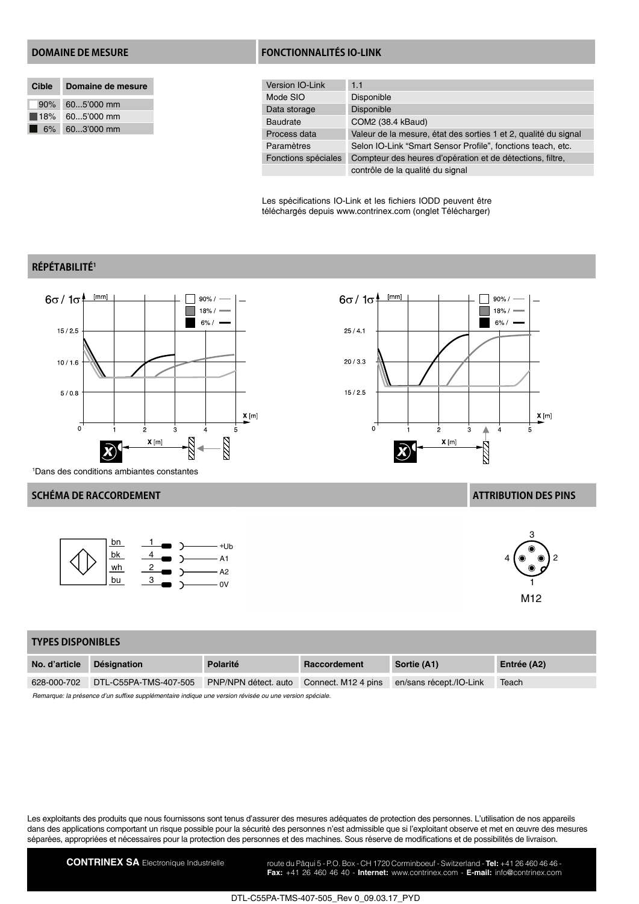## DOMAINE DE MESURE

| Cible | Domaine de mesure |
|---|---|
| 90% | 60...5'000 mm |
| 18% | 60...5'000 mm |
| 6% | 60...3'000 mm |

## FONCTIONNALITÉS IO-LINK

| | |
|---|---|
| Version IO-Link | 1.1 |
| Mode SIO | Disponible |
| Data storage | Disponible |
| Baudrate | COM2 (38.4 kBaud) |
| Process data | Valeur de la mesure, état des sorties 1 et 2, qualité du signal |
| Paramètres | Selon IO-Link "Smart Sensor Profile", fonctions teach, etc. |
| Fonctions spéciales | Compteur des heures d'opération et de détections, filtre, contrôle de la qualité du signal |

Les spécifications IO-Link et les fichiers IODD peuvent être téléchargés depuis www.contrinex.com (onglet Télécharger)

## RÉPÉTABILITÉ[1]

[1]Dans des conditions ambiantes constantes

## SCHÉMA DE RACCORDEMENT

| Fil | Pin | Signal |
|---|---|---|
| bn | 1 | +Ub |
| bk | 4 | A1 |
| wh | 2 | A2 |
| bu | 3 | 0V |

## ATTRIBUTION DES PINS

M12

## TYPES DISPONIBLES

| No. d'article | Désignation | Polarité | Raccordement | Sortie (A1) | Entrée (A2) |
|---|---|---|---|---|---|
| 628-000-702 | DTL-C55PA-TMS-407-505 | PNP/NPN détect. auto | Connect. M12 4 pins | en/sans récept./IO-Link | Teach |

*Remarque: la présence d'un suffixe supplémentaire indique une version révisée ou une version spéciale.*

Les exploitants des produits que nous fournissons sont tenus d'assurer des mesures adéquates de protection des personnes. L'utilisation de nos appareils dans des applications comportant un risque possible pour la sécurité des personnes n'est admissible que si l'exploitant observe et met en œuvre des mesures séparées, appropriées et nécessaires pour la protection des personnes et des machines. Sous réserve de modifications et de possibilités de livraison.

**CONTRINEX SA** Electronique Industrielle — route du Pâqui 5 - P.O. Box - CH 1720 Corminboeuf - Switzerland - **Tel:** +41 26 460 46 46 - **Fax:** +41 26 460 46 40 - **Internet:** www.contrinex.com - **E-mail:** info@contrinex.com

DTL-C55PA-TMS-407-505_Rev 0_09.03.17_PYD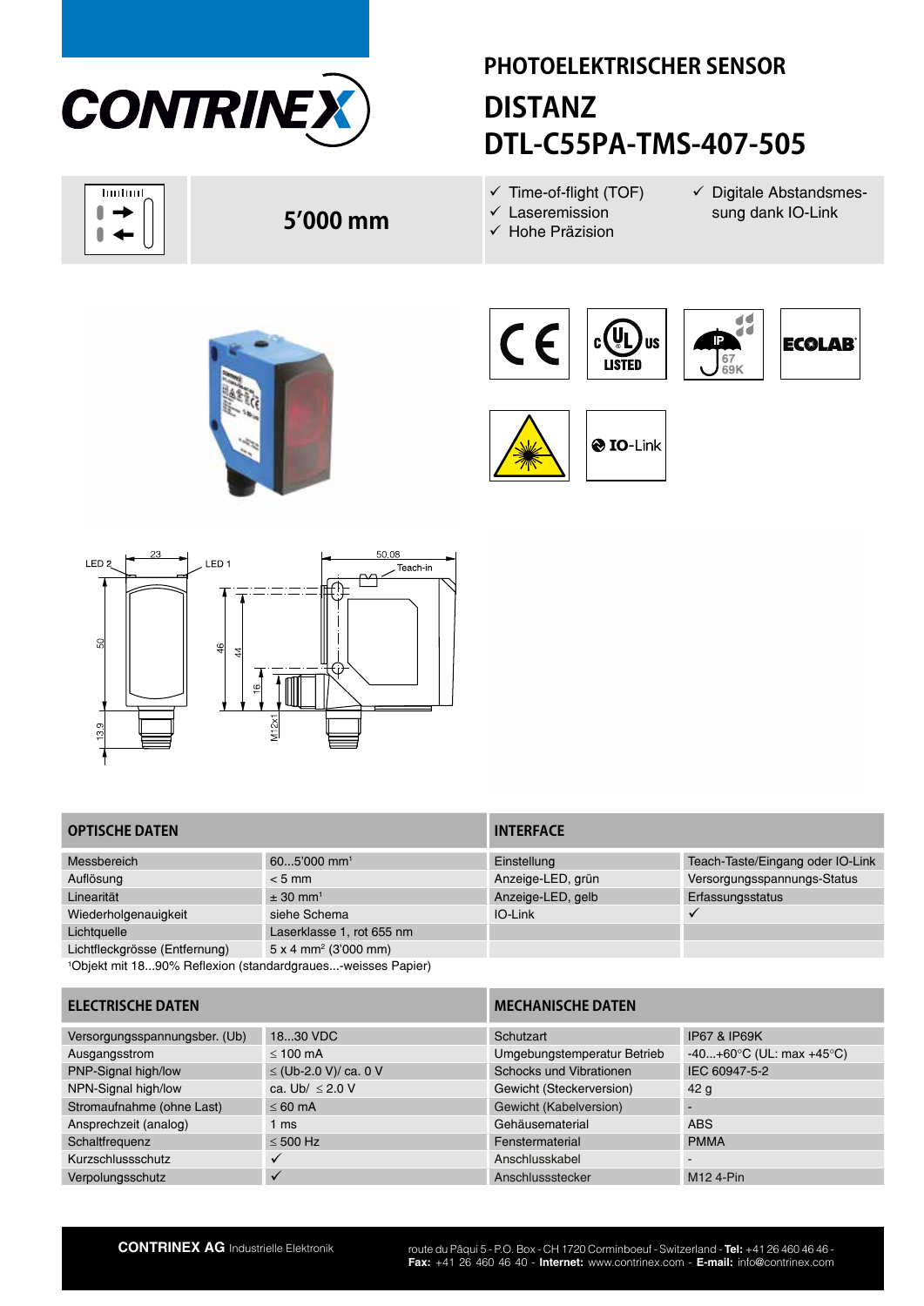# PHOTOELEKTRISCHER SENSOR

## DISTANZ
## DTL-C55PA-TMS-407-505

**5'000 mm**

- ✓ Time-of-flight (TOF)
- ✓ Laseremission
- ✓ Hohe Präzision
- ✓ Digitale Abstandsmessung dank IO-Link

| OPTISCHE DATEN | |
|---|---|
| Messbereich | 60...5'000 mm[1] |
| Auflösung | < 5 mm |
| Linearität | ± 30 mm[1] |
| Wiederholgenauigkeit | siehe Schema |
| Lichtquelle | Laserklasse 1, rot 655 nm |
| Lichtfleckgrösse (Entfernung) | 5 x 4 mm² (3'000 mm) |

[1]Objekt mit 18...90% Reflexion (standardgraues...-weisses Papier)

| INTERFACE | |
|---|---|
| Einstellung | Teach-Taste/Eingang oder IO-Link |
| Anzeige-LED, grün | Versorgungsspannungs-Status |
| Anzeige-LED, gelb | Erfassungsstatus |
| IO-Link | ✓ |

| ELECTRISCHE DATEN | |
|---|---|
| Versorgungsspannungsber. (Ub) | 18...30 VDC |
| Ausgangsstrom | ≤ 100 mA |
| PNP-Signal high/low | ≤ (Ub-2.0 V)/ ca. 0 V |
| NPN-Signal high/low | ca. Ub/ ≤ 2.0 V |
| Stromaufnahme (ohne Last) | ≤ 60 mA |
| Ansprechzeit (analog) | 1 ms |
| Schaltfrequenz | ≤ 500 Hz |
| Kurzschlussschutz | ✓ |
| Verpolungsschutz | ✓ |

| MECHANISCHE DATEN | |
|---|---|
| Schutzart | IP67 & IP69K |
| Umgebungstemperatur Betrieb | -40...+60°C (UL: max +45°C) |
| Schocks und Vibrationen | IEC 60947-5-2 |
| Gewicht (Steckerversion) | 42 g |
| Gewicht (Kabelversion) | - |
| Gehäusematerial | ABS |
| Fenstermaterial | PMMA |
| Anschlusskabel | - |
| Anschlussstecker | M12 4-Pin |

**CONTRINEX AG** Industrielle Elektronik

route du Pâqui 5 - P.O. Box - CH 1720 Corminboeuf - Switzerland - **Tel:** +41 26 460 46 46 - **Fax:** +41 26 460 46 40 - **Internet:** www.contrinex.com - **E-mail:** info@contrinex.com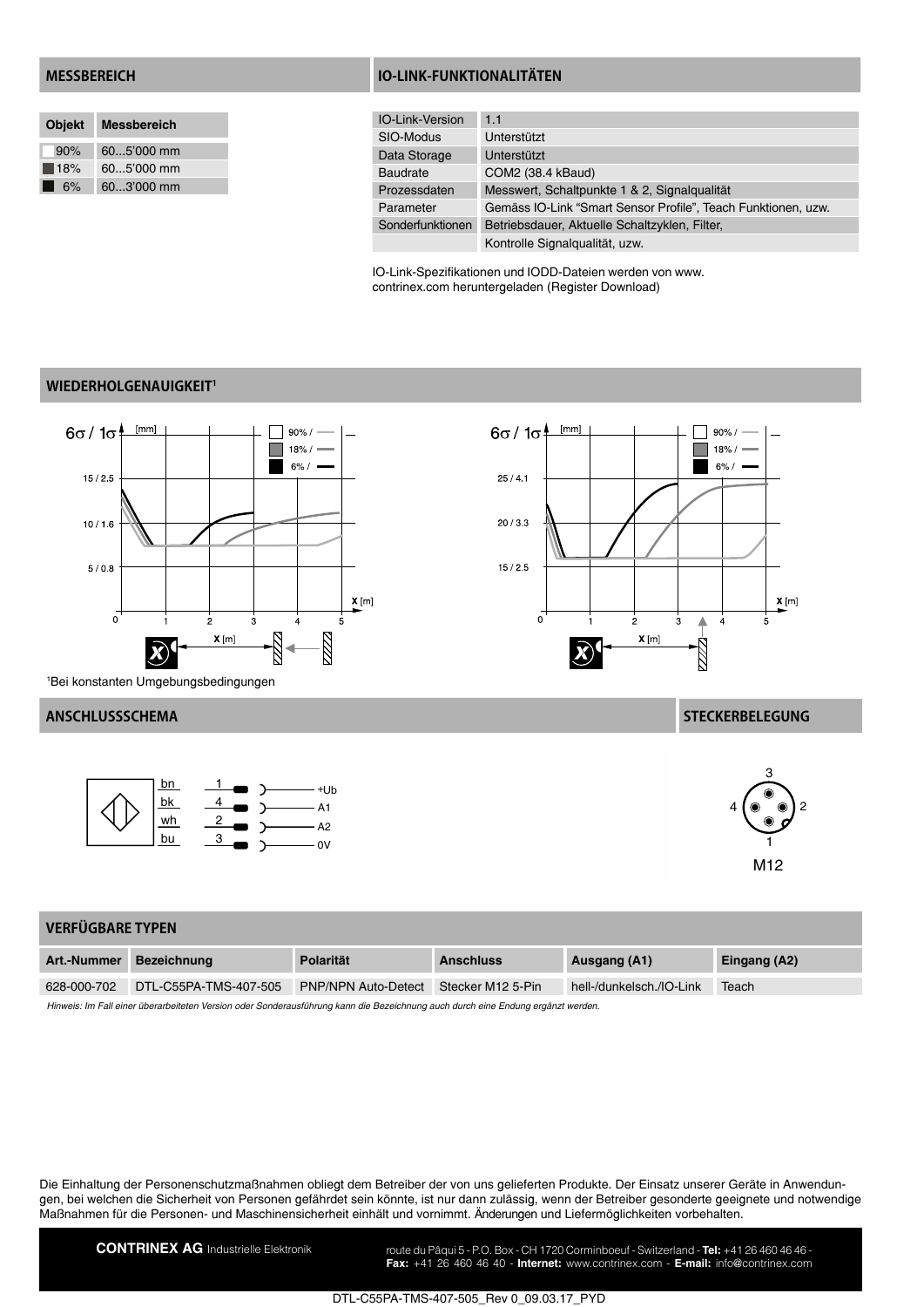## MESSBEREICH

| Objekt | Messbereich |
|---|---|
| 90% | 60...5'000 mm |
| 18% | 60...5'000 mm |
| 6% | 60...3'000 mm |

## IO-LINK-FUNKTIONALITÄTEN

| | |
|---|---|
| IO-Link-Version | 1.1 |
| SIO-Modus | Unterstützt |
| Data Storage | Unterstützt |
| Baudrate | COM2 (38.4 kBaud) |
| Prozessdaten | Messwert, Schaltpunkte 1 & 2, Signalqualität |
| Parameter | Gemäss IO-Link "Smart Sensor Profile", Teach Funktionen, usw. |
| Sonderfunktionen | Betriebsdauer, Aktuelle Schaltzyklen, Filter, |
| | Kontrolle Signalqualität, usw. |

IO-Link-Spezifikationen und IODD-Dateien werden von www.contrinex.com heruntergeladen (Register Download)

## WIEDERHOLGENAUIGKEIT[1]

6σ / 1σ [mm]
90% / 18% / 6% /
15 / 2.5
10 / 1.6
5 / 0.8
0 1 2 3 4 5
X [m]

6σ / 1σ [mm]
90% / 18% / 6% /
25 / 4.1
20 / 3.3
15 / 2.5
0 1 2 3 4 5
X [m]

[1]Bei konstanten Umgebungsbedingungen

## ANSCHLUSSSCHEMA

bn 1 +Ub
bk 4 A1
wh 2 A2
bu 3 0V

## STECKERBELEGUNG

3 4 2 1
M12

## VERFÜGBARE TYPEN

| Art.-Nummer | Bezeichnung | Polarität | Anschluss | Ausgang (A1) | Eingang (A2) |
|---|---|---|---|---|---|
| 628-000-702 | DTL-C55PA-TMS-407-505 | PNP/NPN Auto-Detect | Stecker M12 5-Pin | hell-/dunkelsch./IO-Link | Teach |

*Hinweis: Im Fall einer überarbeiteten Version oder Sonderausführung kann die Bezeichnung auch durch eine Endung ergänzt werden.*

Die Einhaltung der Personenschutzmaßnahmen obliegt dem Betreiber der von uns gelieferten Produkte. Der Einsatz unserer Geräte in Anwendungen, bei welchen die Sicherheit von Personen gefährdet sein könnte, ist nur dann zulässig, wenn der Betreiber gesonderte geeignete und notwendige Maßnahmen für die Personen- und Maschinensicherheit einhält und vornimmt. Änderungen und Liefermöglichkeiten vorbehalten.

**CONTRINEX AG** Industrielle Elektronik

route du Pâqui 5 - P.O. Box - CH 1720 Corminboeuf - Switzerland - **Tel:** +41 26 460 46 46 - **Fax:** +41 26 460 46 40 - **Internet:** www.contrinex.com - **E-mail:** info@contrinex.com

DTL-C55PA-TMS-407-505_Rev 0_09.03.17_PYD